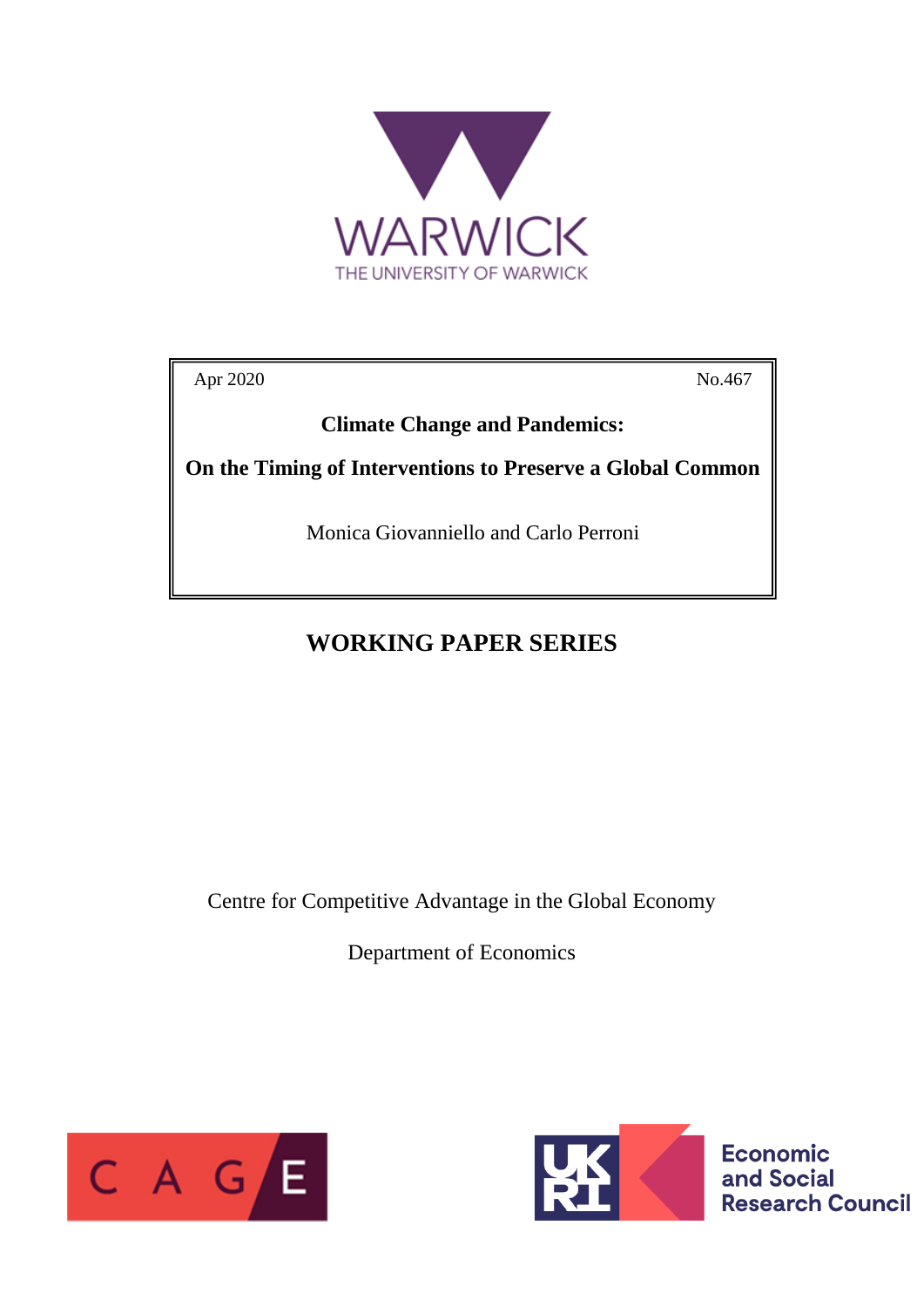WARWICK

THE UNIVERSITY OF WARWICK

Apr 2020 No.467

**Climate Change and Pandemics:**

**On the Timing of Interventions to Preserve a Global Common**

Monica Giovanniello and Carlo Perroni

**WORKING PAPER SERIES**

Centre for Competitive Advantage in the Global Economy

Department of Economics

CAGE

UKRI Economic and Social Research Council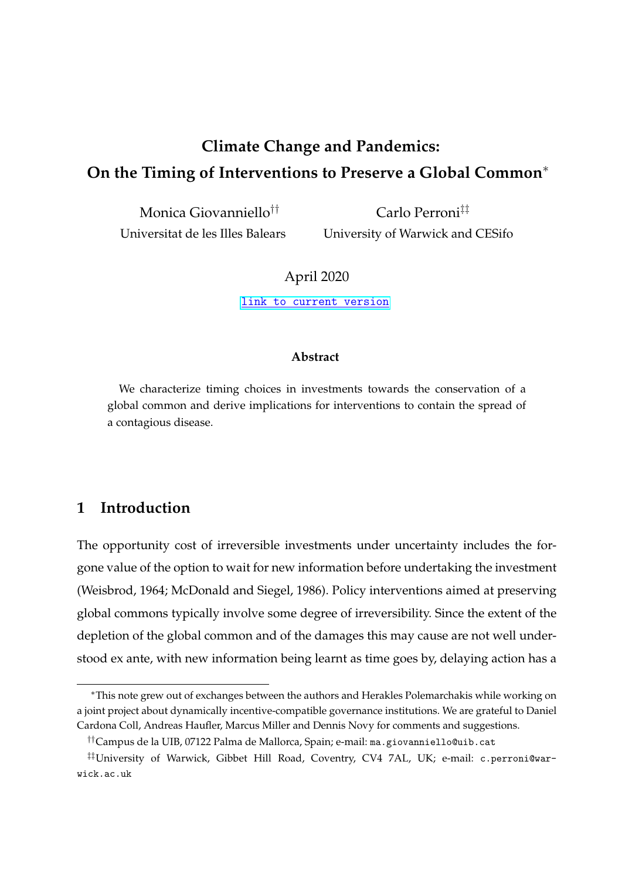# Climate Change and Pandemics:
# On the Timing of Interventions to Preserve a Global Common*

Monica Giovanniello[††]
Universitat de les Illes Balears

Carlo Perroni[‡‡]
University of Warwick and CESifo

April 2020

[link to current version]

### Abstract

We characterize timing choices in investments towards the conservation of a global common and derive implications for interventions to contain the spread of a contagious disease.

## 1 Introduction

The opportunity cost of irreversible investments under uncertainty includes the forgone value of the option to wait for new information before undertaking the investment (Weisbrod, 1964; McDonald and Siegel, 1986). Policy interventions aimed at preserving global commons typically involve some degree of irreversibility. Since the extent of the depletion of the global common and of the damages this may cause are not well understood ex ante, with new information being learnt as time goes by, delaying action has a

---

*This note grew out of exchanges between the authors and Herakles Polemarchakis while working on a joint project about dynamically incentive-compatible governance institutions. We are grateful to Daniel Cardona Coll, Andreas Haufler, Marcus Miller and Dennis Novy for comments and suggestions.

[††]Campus de la UIB, 07122 Palma de Mallorca, Spain; e-mail: ma.giovanniello@uib.cat

[‡‡]University of Warwick, Gibbet Hill Road, Coventry, CV4 7AL, UK; e-mail: c.perroni@warwick.ac.uk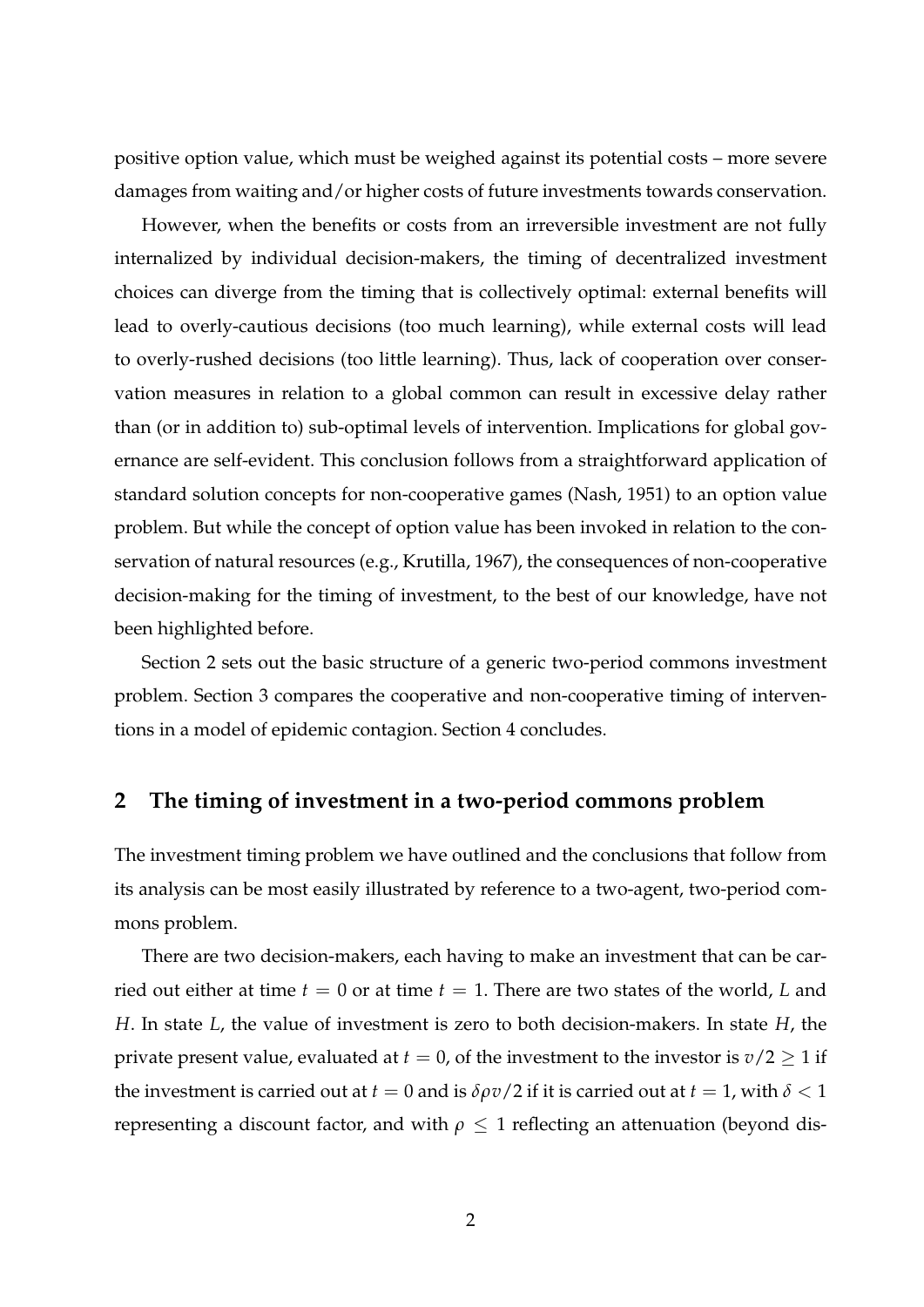positive option value, which must be weighed against its potential costs – more severe damages from waiting and/or higher costs of future investments towards conservation.

However, when the benefits or costs from an irreversible investment are not fully internalized by individual decision-makers, the timing of decentralized investment choices can diverge from the timing that is collectively optimal: external benefits will lead to overly-cautious decisions (too much learning), while external costs will lead to overly-rushed decisions (too little learning). Thus, lack of cooperation over conservation measures in relation to a global common can result in excessive delay rather than (or in addition to) sub-optimal levels of intervention. Implications for global governance are self-evident. This conclusion follows from a straightforward application of standard solution concepts for non-cooperative games (Nash, 1951) to an option value problem. But while the concept of option value has been invoked in relation to the conservation of natural resources (e.g., Krutilla, 1967), the consequences of non-cooperative decision-making for the timing of investment, to the best of our knowledge, have not been highlighted before.

Section 2 sets out the basic structure of a generic two-period commons investment problem. Section 3 compares the cooperative and non-cooperative timing of interventions in a model of epidemic contagion. Section 4 concludes.

## 2 The timing of investment in a two-period commons problem

The investment timing problem we have outlined and the conclusions that follow from its analysis can be most easily illustrated by reference to a two-agent, two-period commons problem.

There are two decision-makers, each having to make an investment that can be carried out either at time $t = 0$ or at time $t = 1$. There are two states of the world, $L$ and $H$. In state $L$, the value of investment is zero to both decision-makers. In state $H$, the private present value, evaluated at $t = 0$, of the investment to the investor is $v/2 \geq 1$ if the investment is carried out at $t = 0$ and is $\delta\rho v/2$ if it is carried out at $t = 1$, with $\delta < 1$ representing a discount factor, and with $\rho \leq 1$ reflecting an attenuation (beyond dis-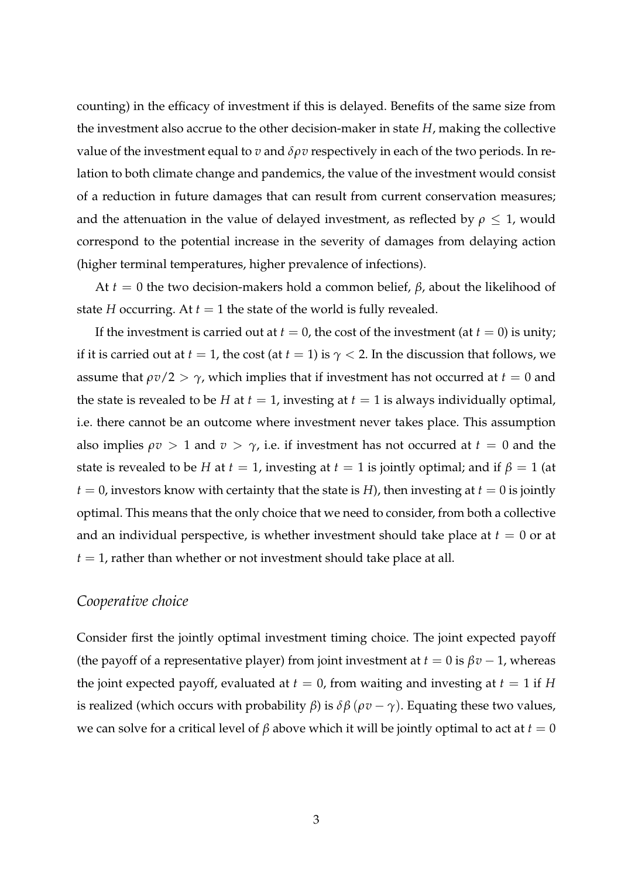counting) in the efficacy of investment if this is delayed. Benefits of the same size from the investment also accrue to the other decision-maker in state $H$, making the collective value of the investment equal to $v$ and $\delta\rho v$ respectively in each of the two periods. In relation to both climate change and pandemics, the value of the investment would consist of a reduction in future damages that can result from current conservation measures; and the attenuation in the value of delayed investment, as reflected by $\rho \leq 1$, would correspond to the potential increase in the severity of damages from delaying action (higher terminal temperatures, higher prevalence of infections).

At $t = 0$ the two decision-makers hold a common belief, $\beta$, about the likelihood of state $H$ occurring. At $t = 1$ the state of the world is fully revealed.

If the investment is carried out at $t = 0$, the cost of the investment (at $t = 0$) is unity; if it is carried out at $t = 1$, the cost (at $t = 1$) is $\gamma < 2$. In the discussion that follows, we assume that $\rho v/2 > \gamma$, which implies that if investment has not occurred at $t = 0$ and the state is revealed to be $H$ at $t = 1$, investing at $t = 1$ is always individually optimal, i.e. there cannot be an outcome where investment never takes place. This assumption also implies $\rho v > 1$ and $v > \gamma$, i.e. if investment has not occurred at $t = 0$ and the state is revealed to be $H$ at $t = 1$, investing at $t = 1$ is jointly optimal; and if $\beta = 1$ (at $t = 0$, investors know with certainty that the state is $H$), then investing at $t = 0$ is jointly optimal. This means that the only choice that we need to consider, from both a collective and an individual perspective, is whether investment should take place at $t = 0$ or at $t = 1$, rather than whether or not investment should take place at all.

### *Cooperative choice*

Consider first the jointly optimal investment timing choice. The joint expected payoff (the payoff of a representative player) from joint investment at $t = 0$ is $\beta v - 1$, whereas the joint expected payoff, evaluated at $t = 0$, from waiting and investing at $t = 1$ if $H$ is realized (which occurs with probability $\beta$) is $\delta\beta\left(\rho v - \gamma\right)$. Equating these two values, we can solve for a critical level of $\beta$ above which it will be jointly optimal to act at $t = 0$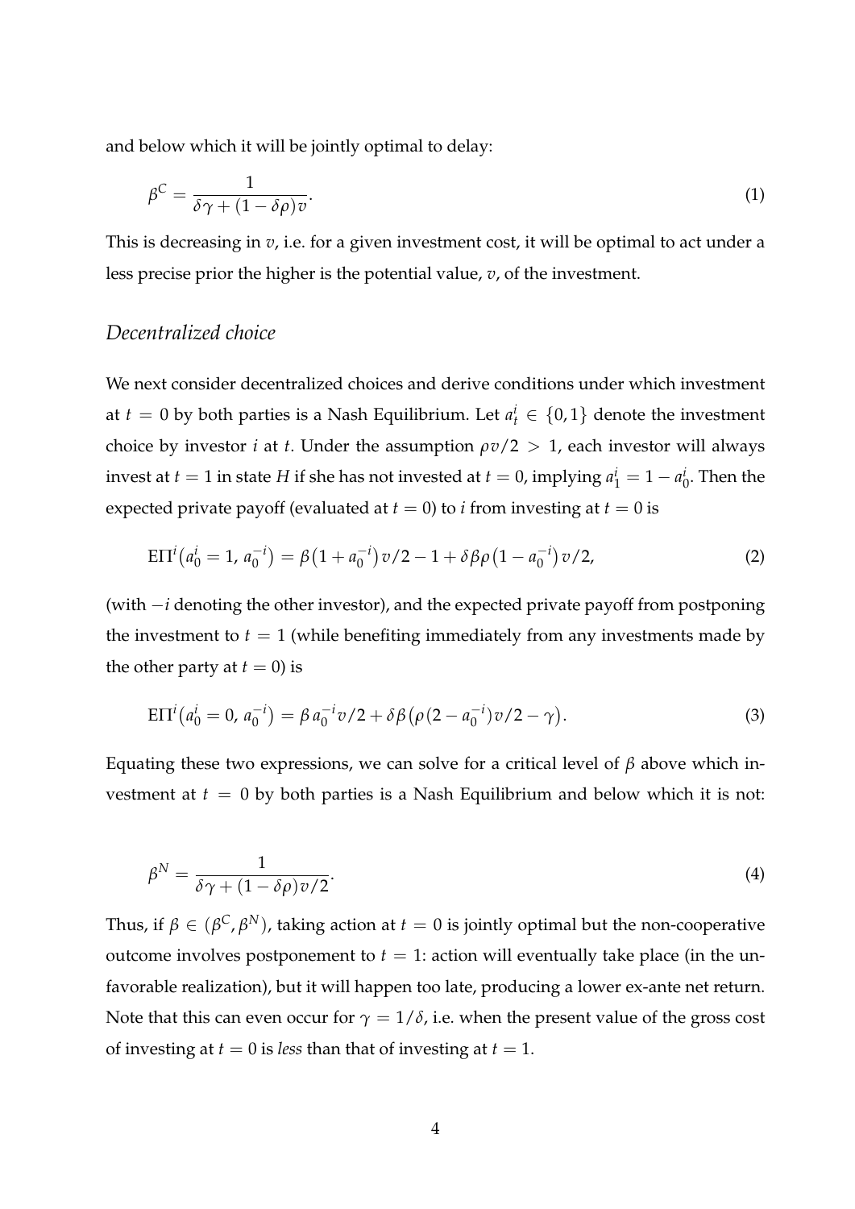and below which it will be jointly optimal to delay:

$$\beta^C = \frac{1}{\delta\gamma + (1-\delta\rho)v}. \tag{1}$$

This is decreasing in $v$, i.e. for a given investment cost, it will be optimal to act under a less precise prior the higher is the potential value, $v$, of the investment.

### *Decentralized choice*

We next consider decentralized choices and derive conditions under which investment at $t = 0$ by both parties is a Nash Equilibrium. Let $a_t^i \in \{0,1\}$ denote the investment choice by investor $i$ at $t$. Under the assumption $\rho v/2 > 1$, each investor will always invest at $t = 1$ in state $H$ if she has not invested at $t = 0$, implying $a_1^i = 1 - a_0^i$. Then the expected private payoff (evaluated at $t = 0$) to $i$ from investing at $t = 0$ is

$$\mathrm{E}\Pi^i\big(a_0^i = 1,\, a_0^{-i}\big) = \beta\big(1 + a_0^{-i}\big)v/2 - 1 + \delta\beta\rho\big(1 - a_0^{-i}\big)v/2, \tag{2}$$

(with $-i$ denoting the other investor), and the expected private payoff from postponing the investment to $t = 1$ (while benefiting immediately from any investments made by the other party at $t = 0$) is

$$\mathrm{E}\Pi^i\big(a_0^i = 0,\, a_0^{-i}\big) = \beta\, a_0^{-i} v/2 + \delta\beta\big(\rho(2 - a_0^{-i})v/2 - \gamma\big). \tag{3}$$

Equating these two expressions, we can solve for a critical level of $\beta$ above which investment at $t = 0$ by both parties is a Nash Equilibrium and below which it is not:

$$\beta^N = \frac{1}{\delta\gamma + (1-\delta\rho)v/2}. \tag{4}$$

Thus, if $\beta \in (\beta^C, \beta^N)$, taking action at $t = 0$ is jointly optimal but the non-cooperative outcome involves postponement to $t = 1$: action will eventually take place (in the unfavorable realization), but it will happen too late, producing a lower ex-ante net return. Note that this can even occur for $\gamma = 1/\delta$, i.e. when the present value of the gross cost of investing at $t = 0$ is *less* than that of investing at $t = 1$.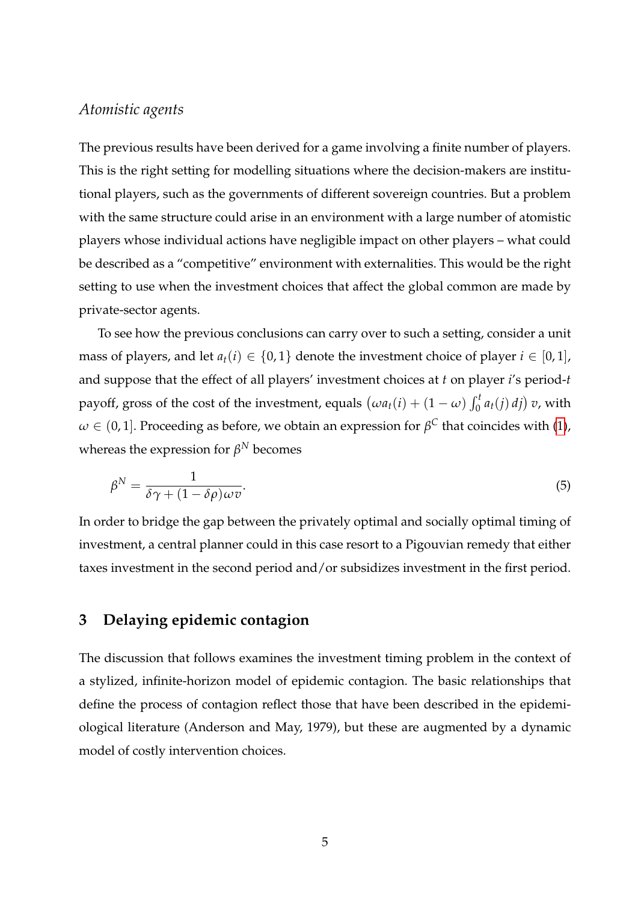### *Atomistic agents*

The previous results have been derived for a game involving a finite number of players. This is the right setting for modelling situations where the decision-makers are institutional players, such as the governments of different sovereign countries. But a problem with the same structure could arise in an environment with a large number of atomistic players whose individual actions have negligible impact on other players – what could be described as a "competitive" environment with externalities. This would be the right setting to use when the investment choices that affect the global common are made by private-sector agents.

To see how the previous conclusions can carry over to such a setting, consider a unit mass of players, and let $a_t(i) \in \{0, 1\}$ denote the investment choice of player $i \in [0, 1]$, and suppose that the effect of all players' investment choices at $t$ on player $i$'s period-$t$ payoff, gross of the cost of the investment, equals $\left(\omega a_t(i) + (1 - \omega) \int_0^t a_t(j)\, dj\right) v$, with $\omega \in (0, 1]$. Proceeding as before, we obtain an expression for $\beta^C$ that coincides with (1), whereas the expression for $\beta^N$ becomes

$$\beta^N = \frac{1}{\delta\gamma + (1 - \delta\rho)\omega v}. \tag{5}$$

In order to bridge the gap between the privately optimal and socially optimal timing of investment, a central planner could in this case resort to a Pigouvian remedy that either taxes investment in the second period and/or subsidizes investment in the first period.

## 3 Delaying epidemic contagion

The discussion that follows examines the investment timing problem in the context of a stylized, infinite-horizon model of epidemic contagion. The basic relationships that define the process of contagion reflect those that have been described in the epidemiological literature (Anderson and May, 1979), but these are augmented by a dynamic model of costly intervention choices.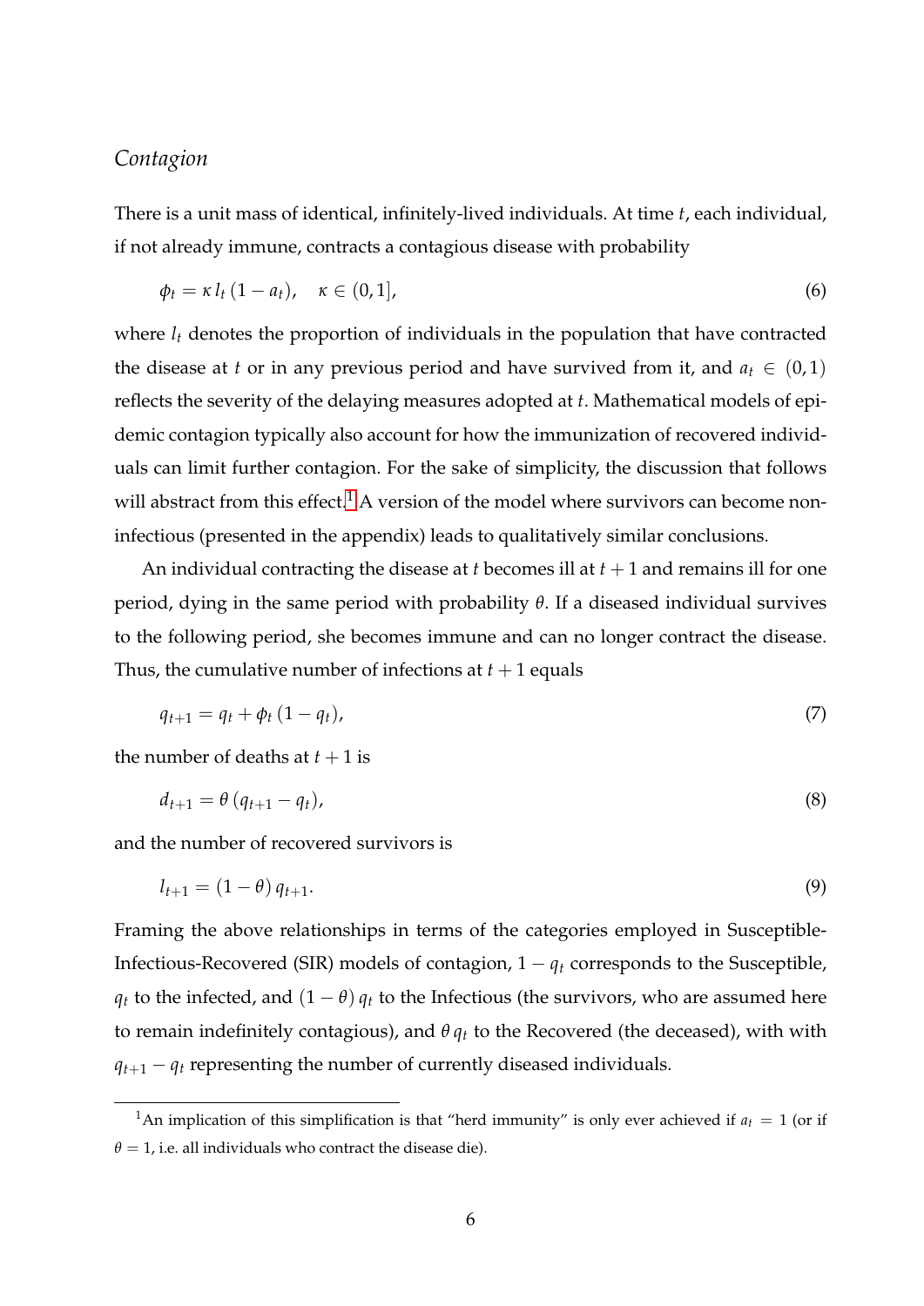*Contagion*

There is a unit mass of identical, infinitely-lived individuals. At time $t$, each individual, if not already immune, contracts a contagious disease with probability

$$\phi_t = \kappa \, l_t \, (1 - a_t), \quad \kappa \in (0, 1], \tag{6}$$

where $l_t$ denotes the proportion of individuals in the population that have contracted the disease at $t$ or in any previous period and have survived from it, and $a_t \in (0, 1)$ reflects the severity of the delaying measures adopted at $t$. Mathematical models of epidemic contagion typically also account for how the immunization of recovered individuals can limit further contagion. For the sake of simplicity, the discussion that follows will abstract from this effect.[1] A version of the model where survivors can become non-infectious (presented in the appendix) leads to qualitatively similar conclusions.

An individual contracting the disease at $t$ becomes ill at $t+1$ and remains ill for one period, dying in the same period with probability $\theta$. If a diseased individual survives to the following period, she becomes immune and can no longer contract the disease. Thus, the cumulative number of infections at $t+1$ equals

$$q_{t+1} = q_t + \phi_t \, (1 - q_t), \tag{7}$$

the number of deaths at $t+1$ is

$$d_{t+1} = \theta \, (q_{t+1} - q_t), \tag{8}$$

and the number of recovered survivors is

$$l_{t+1} = (1 - \theta) \, q_{t+1}. \tag{9}$$

Framing the above relationships in terms of the categories employed in Susceptible-Infectious-Recovered (SIR) models of contagion, $1 - q_t$ corresponds to the Susceptible, $q_t$ to the infected, and $(1 - \theta) \, q_t$ to the Infectious (the survivors, who are assumed here to remain indefinitely contagious), and $\theta \, q_t$ to the Recovered (the deceased), with with $q_{t+1} - q_t$ representing the number of currently diseased individuals.

---

[1] An implication of this simplification is that "herd immunity" is only ever achieved if $a_t = 1$ (or if $\theta = 1$, i.e. all individuals who contract the disease die).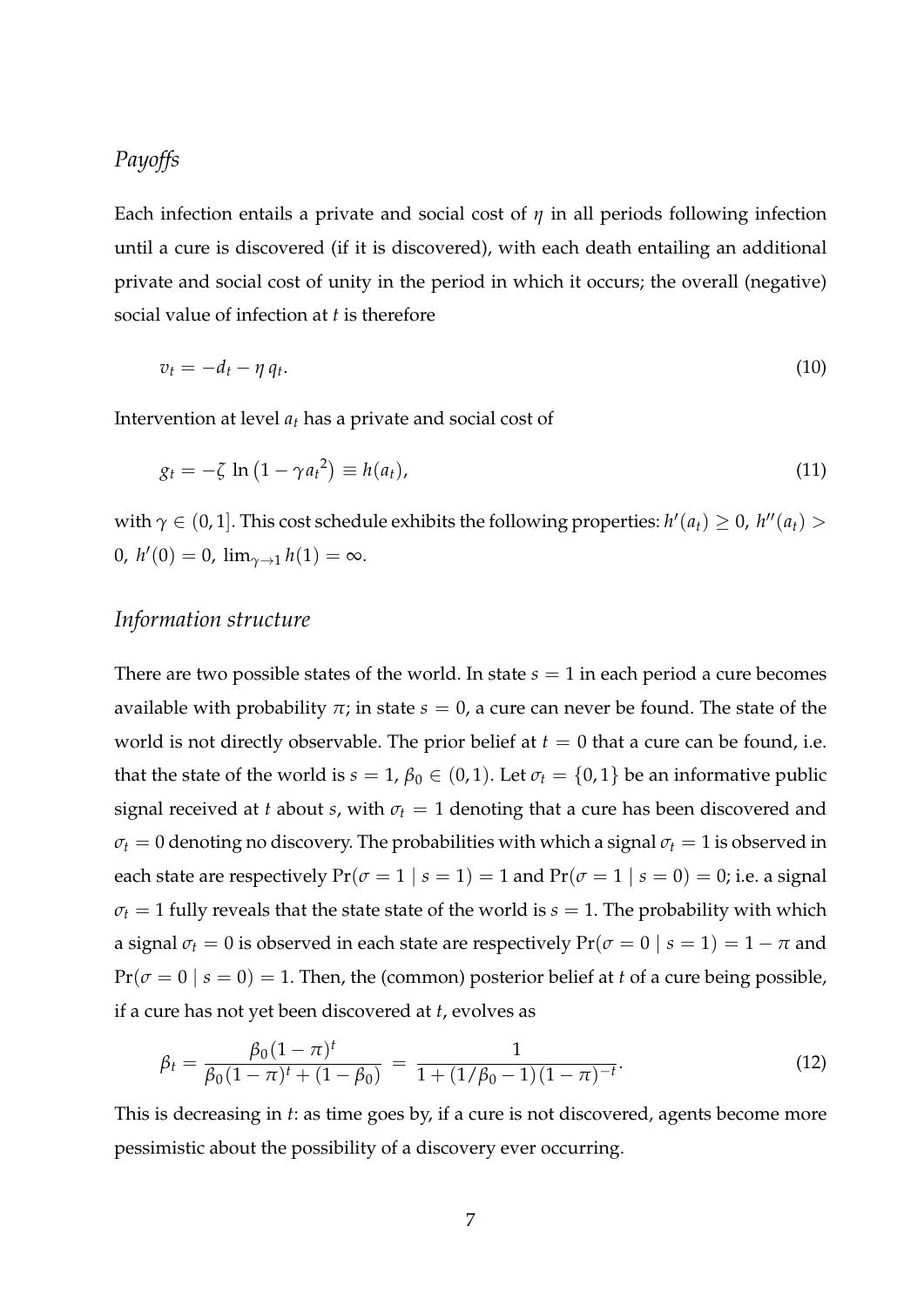### *Payoffs*

Each infection entails a private and social cost of $\eta$ in all periods following infection until a cure is discovered (if it is discovered), with each death entailing an additional private and social cost of unity in the period in which it occurs; the overall (negative) social value of infection at $t$ is therefore

$$v_t = -d_t - \eta\, q_t. \tag{10}$$

Intervention at level $a_t$ has a private and social cost of

$$g_t = -\zeta \, \ln\left(1 - \gamma {a_t}^2\right) \equiv h(a_t), \tag{11}$$

with $\gamma \in (0, 1]$. This cost schedule exhibits the following properties: $h'(a_t) \geq 0$, $h''(a_t) > 0$, $h'(0) = 0$, $\lim_{\gamma \to 1} h(1) = \infty$.

### *Information structure*

There are two possible states of the world. In state $s = 1$ in each period a cure becomes available with probability $\pi$; in state $s = 0$, a cure can never be found. The state of the world is not directly observable. The prior belief at $t = 0$ that a cure can be found, i.e. that the state of the world is $s = 1$, $\beta_0 \in (0, 1)$. Let $\sigma_t = \{0, 1\}$ be an informative public signal received at $t$ about $s$, with $\sigma_t = 1$ denoting that a cure has been discovered and $\sigma_t = 0$ denoting no discovery. The probabilities with which a signal $\sigma_t = 1$ is observed in each state are respectively $\Pr(\sigma = 1 \mid s = 1) = 1$ and $\Pr(\sigma = 1 \mid s = 0) = 0$; i.e. a signal $\sigma_t = 1$ fully reveals that the state state of the world is $s = 1$. The probability with which a signal $\sigma_t = 0$ is observed in each state are respectively $\Pr(\sigma = 0 \mid s = 1) = 1 - \pi$ and $\Pr(\sigma = 0 \mid s = 0) = 1$. Then, the (common) posterior belief at $t$ of a cure being possible, if a cure has not yet been discovered at $t$, evolves as

$$\beta_t = \frac{\beta_0(1-\pi)^t}{\beta_0(1-\pi)^t + (1-\beta_0)} = \frac{1}{1 + (1/\beta_0 - 1)(1-\pi)^{-t}}. \tag{12}$$

This is decreasing in $t$: as time goes by, if a cure is not discovered, agents become more pessimistic about the possibility of a discovery ever occurring.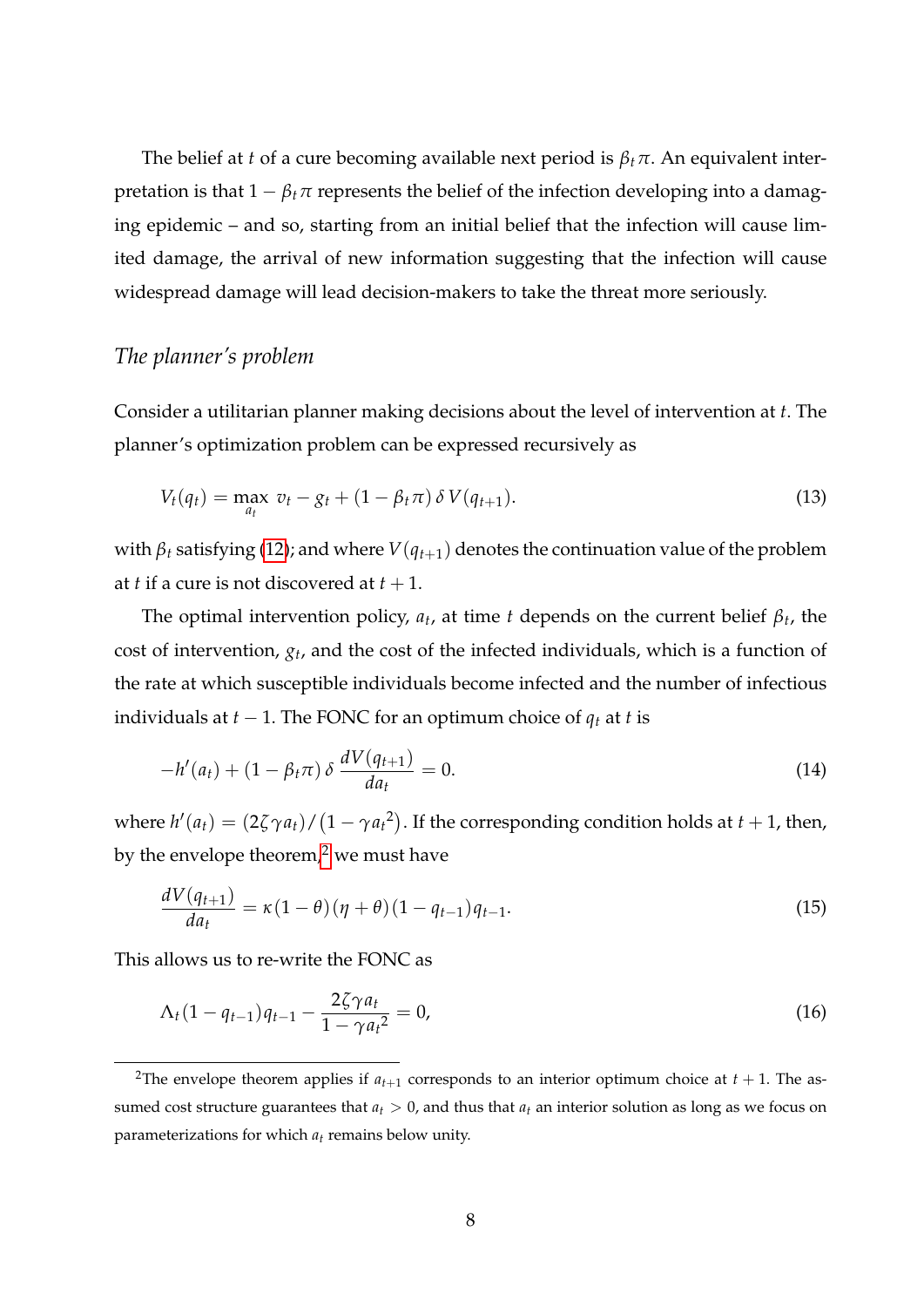The belief at $t$ of a cure becoming available next period is $\beta_t \pi$. An equivalent interpretation is that $1 - \beta_t \pi$ represents the belief of the infection developing into a damaging epidemic – and so, starting from an initial belief that the infection will cause limited damage, the arrival of new information suggesting that the infection will cause widespread damage will lead decision-makers to take the threat more seriously.

### *The planner's problem*

Consider a utilitarian planner making decisions about the level of intervention at $t$. The planner's optimization problem can be expressed recursively as

$$V_t(q_t) = \max_{a_t} \; v_t - g_t + (1 - \beta_t \pi)\, \delta\, V(q_{t+1}). \tag{13}$$

with $\beta_t$ satisfying (12); and where $V(q_{t+1})$ denotes the continuation value of the problem at $t$ if a cure is not discovered at $t+1$.

The optimal intervention policy, $a_t$, at time $t$ depends on the current belief $\beta_t$, the cost of intervention, $g_t$, and the cost of the infected individuals, which is a function of the rate at which susceptible individuals become infected and the number of infectious individuals at $t-1$. The FONC for an optimum choice of $q_t$ at $t$ is

$$-h'(a_t) + (1 - \beta_t \pi)\, \delta\, \frac{dV(q_{t+1})}{da_t} = 0. \tag{14}$$

where $h'(a_t) = (2\zeta\gamma a_t)/(1 - \gamma {a_t}^2)$. If the corresponding condition holds at $t+1$, then, by the envelope theorem,[2] we must have

$$\frac{dV(q_{t+1})}{da_t} = \kappa(1-\theta)(\eta+\theta)(1-q_{t-1})q_{t-1}. \tag{15}$$

This allows us to re-write the FONC as

$$\Lambda_t(1-q_{t-1})q_{t-1} - \frac{2\zeta\gamma a_t}{1-\gamma {a_t}^2} = 0, \tag{16}$$

---

[2] The envelope theorem applies if $a_{t+1}$ corresponds to an interior optimum choice at $t+1$. The assumed cost structure guarantees that $a_t > 0$, and thus that $a_t$ an interior solution as long as we focus on parameterizations for which $a_t$ remains below unity.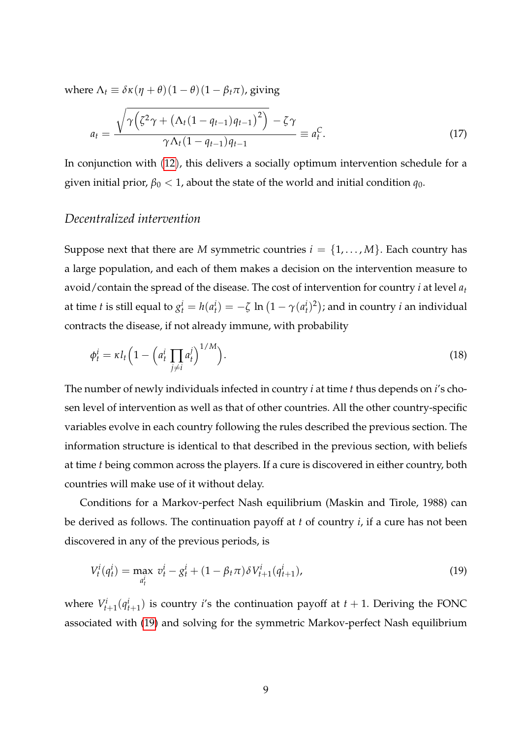where $\Lambda_t \equiv \delta\kappa(\eta+\theta)(1-\theta)(1-\beta_t\pi)$, giving

$$a_t = \frac{\sqrt{\gamma\left(\zeta^2\gamma + \left(\Lambda_t(1-q_{t-1})q_{t-1}\right)^2\right)} - \zeta\gamma}{\gamma\Lambda_t(1-q_{t-1})q_{t-1}} \equiv a_t^C. \tag{17}$$

In conjunction with (12), this delivers a socially optimum intervention schedule for a given initial prior, $\beta_0 < 1$, about the state of the world and initial condition $q_0$.

### *Decentralized intervention*

Suppose next that there are $M$ symmetric countries $i = \{1,\dots,M\}$. Each country has a large population, and each of them makes a decision on the intervention measure to avoid/contain the spread of the disease. The cost of intervention for country $i$ at level $a_t$ at time $t$ is still equal to $g_t^i = h(a_t^i) = -\zeta \ln\left(1-\gamma(a_t^i)^2\right)$; and in country $i$ an individual contracts the disease, if not already immune, with probability

$$\phi_t^i = \kappa l_t \left(1 - \left(a_t^i \prod_{j\neq i} a_t^j\right)^{1/M}\right). \tag{18}$$

The number of newly individuals infected in country $i$ at time $t$ thus depends on $i$'s chosen level of intervention as well as that of other countries. All the other country-specific variables evolve in each country following the rules described the previous section. The information structure is identical to that described in the previous section, with beliefs at time $t$ being common across the players. If a cure is discovered in either country, both countries will make use of it without delay.

Conditions for a Markov-perfect Nash equilibrium (Maskin and Tirole, 1988) can be derived as follows. The continuation payoff at $t$ of country $i$, if a cure has not been discovered in any of the previous periods, is

$$V_t^i(q_t^i) = \max_{a_t^i} \; v_t^i - g_t^i + (1-\beta_t\pi)\delta V_{t+1}^i(q_{t+1}^i), \tag{19}$$

where $V_{t+1}^i(q_{t+1}^i)$ is country $i$'s the continuation payoff at $t+1$. Deriving the FONC associated with (19) and solving for the symmetric Markov-perfect Nash equilibrium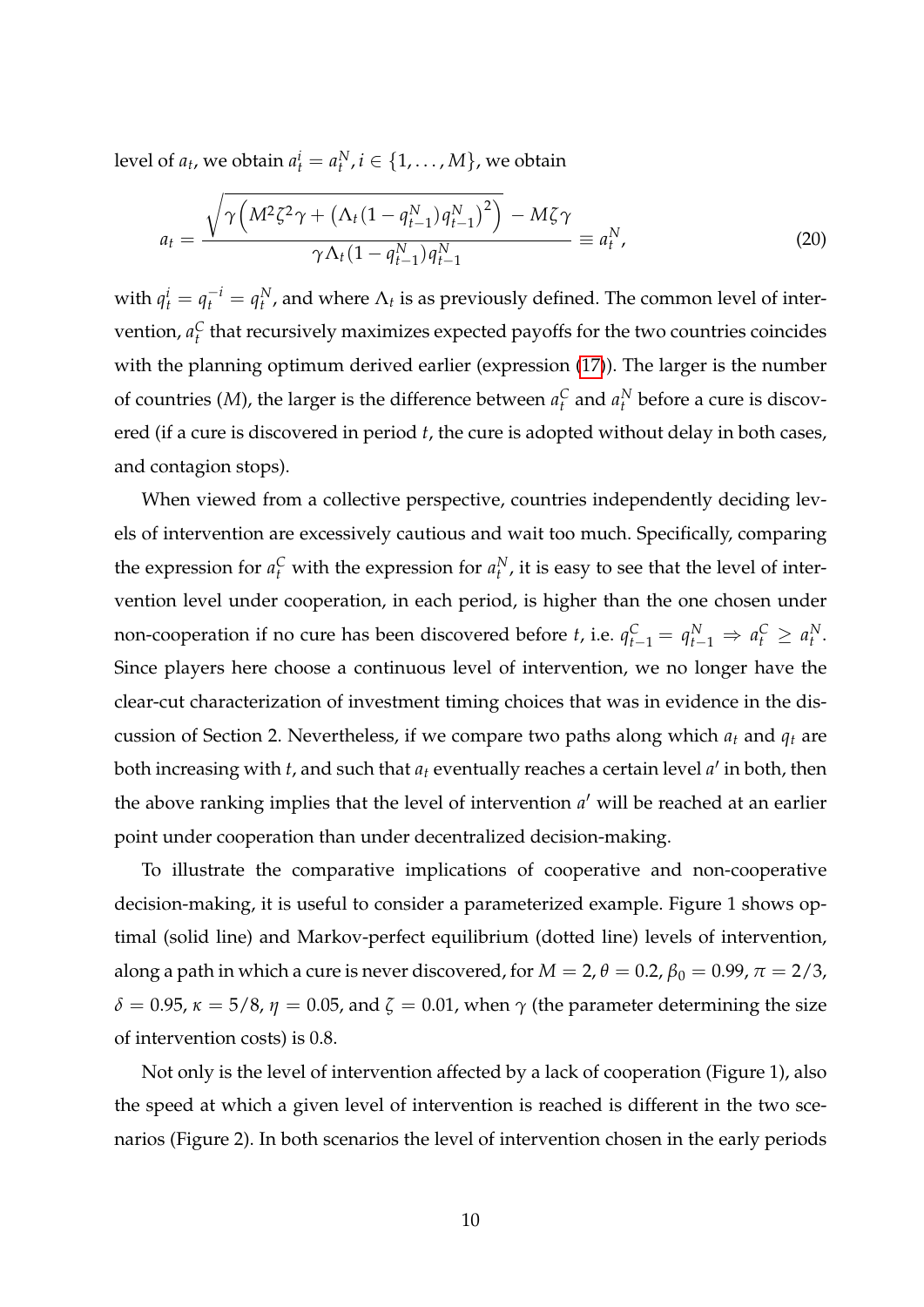level of $a_t$, we obtain $a_t^i = a_t^N, i \in \{1, \ldots, M\}$, we obtain

$$a_t = \frac{\sqrt{\gamma\left(M^2\zeta^2\gamma + \left(\Lambda_t(1-q_{t-1}^N)q_{t-1}^N\right)^2\right)} - M\zeta\gamma}{\gamma\Lambda_t(1-q_{t-1}^N)q_{t-1}^N} \equiv a_t^N, \tag{20}$$

with $q_t^i = q_t^{-i} = q_t^N$, and where $\Lambda_t$ is as previously defined. The common level of intervention, $a_t^C$ that recursively maximizes expected payoffs for the two countries coincides with the planning optimum derived earlier (expression (17)). The larger is the number of countries ($M$), the larger is the difference between $a_t^C$ and $a_t^N$ before a cure is discovered (if a cure is discovered in period $t$, the cure is adopted without delay in both cases, and contagion stops).

When viewed from a collective perspective, countries independently deciding levels of intervention are excessively cautious and wait too much. Specifically, comparing the expression for $a_t^C$ with the expression for $a_t^N$, it is easy to see that the level of intervention level under cooperation, in each period, is higher than the one chosen under non-cooperation if no cure has been discovered before $t$, i.e. $q_{t-1}^C = q_{t-1}^N \Rightarrow a_t^C \geq a_t^N$. Since players here choose a continuous level of intervention, we no longer have the clear-cut characterization of investment timing choices that was in evidence in the discussion of Section 2. Nevertheless, if we compare two paths along which $a_t$ and $q_t$ are both increasing with $t$, and such that $a_t$ eventually reaches a certain level $a'$ in both, then the above ranking implies that the level of intervention $a'$ will be reached at an earlier point under cooperation than under decentralized decision-making.

To illustrate the comparative implications of cooperative and non-cooperative decision-making, it is useful to consider a parameterized example. Figure 1 shows optimal (solid line) and Markov-perfect equilibrium (dotted line) levels of intervention, along a path in which a cure is never discovered, for $M = 2$, $\theta = 0.2$, $\beta_0 = 0.99$, $\pi = 2/3$, $\delta = 0.95$, $\kappa = 5/8$, $\eta = 0.05$, and $\zeta = 0.01$, when $\gamma$ (the parameter determining the size of intervention costs) is 0.8.

Not only is the level of intervention affected by a lack of cooperation (Figure 1), also the speed at which a given level of intervention is reached is different in the two scenarios (Figure 2). In both scenarios the level of intervention chosen in the early periods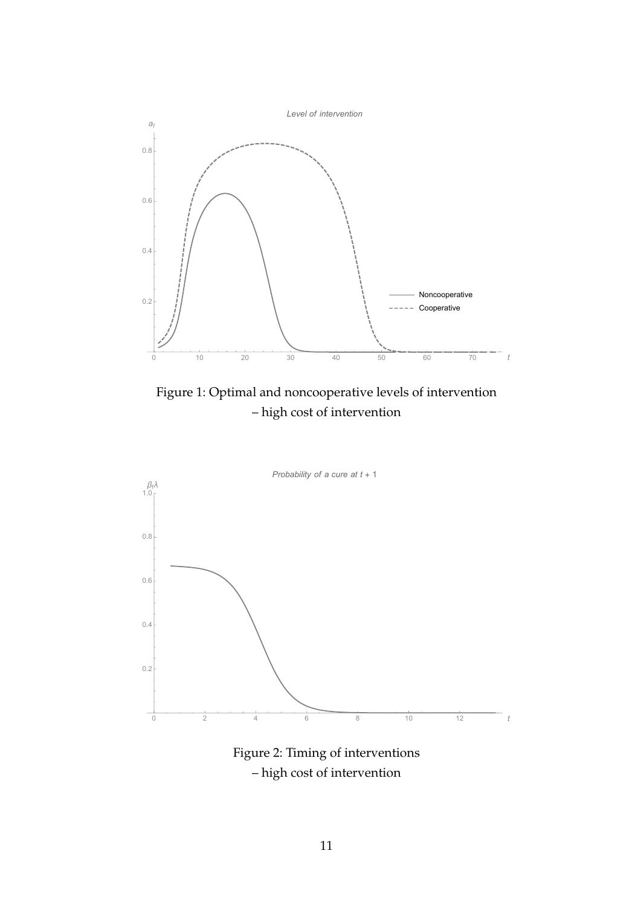Figure 1: Optimal and noncooperative levels of intervention
– high cost of intervention

Figure 2: Timing of interventions
– high cost of intervention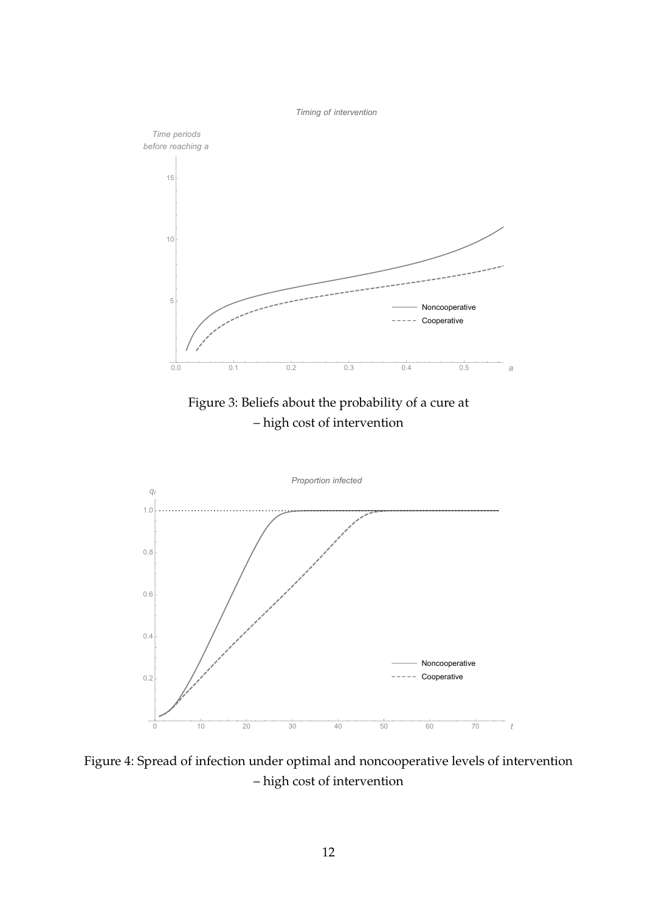Figure 3: Beliefs about the probability of a cure at
– high cost of intervention

Figure 4: Spread of infection under optimal and noncooperative levels of intervention
– high cost of intervention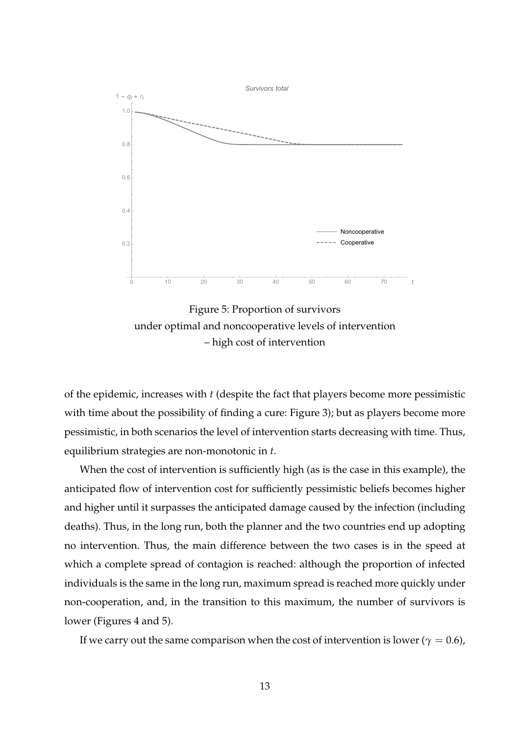Figure 5: Proportion of survivors
under optimal and noncooperative levels of intervention
– high cost of intervention

of the epidemic, increases with $t$ (despite the fact that players become more pessimistic with time about the possibility of finding a cure: Figure 3); but as players become more pessimistic, in both scenarios the level of intervention starts decreasing with time. Thus, equilibrium strategies are non-monotonic in $t$.

When the cost of intervention is sufficiently high (as is the case in this example), the anticipated flow of intervention cost for sufficiently pessimistic beliefs becomes higher and higher until it surpasses the anticipated damage caused by the infection (including deaths). Thus, in the long run, both the planner and the two countries end up adopting no intervention. Thus, the main difference between the two cases is in the speed at which a complete spread of contagion is reached: although the proportion of infected individuals is the same in the long run, maximum spread is reached more quickly under non-cooperation, and, in the transition to this maximum, the number of survivors is lower (Figures 4 and 5).

If we carry out the same comparison when the cost of intervention is lower ($\gamma = 0.6$),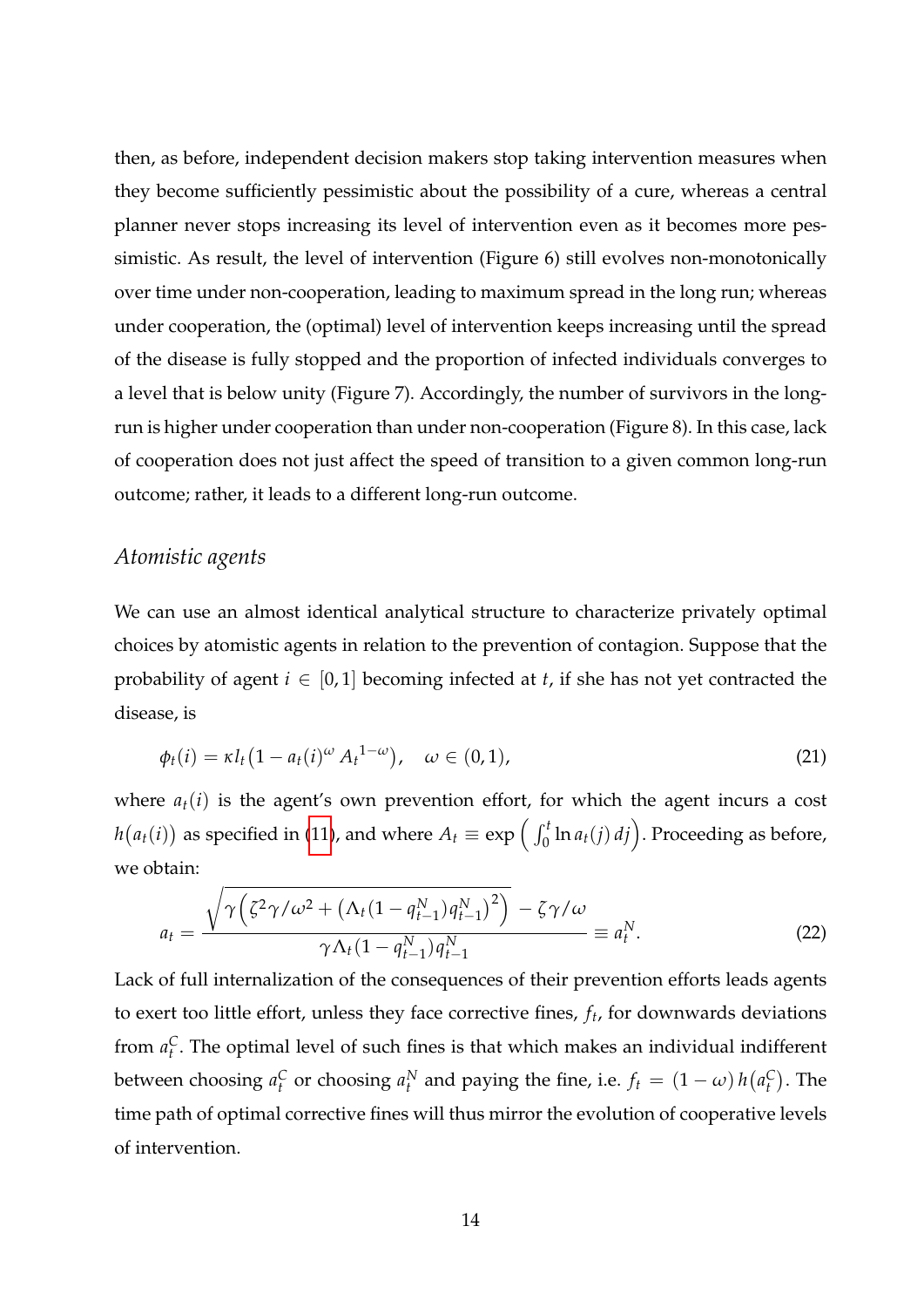then, as before, independent decision makers stop taking intervention measures when they become sufficiently pessimistic about the possibility of a cure, whereas a central planner never stops increasing its level of intervention even as it becomes more pessimistic. As result, the level of intervention (Figure 6) still evolves non-monotonically over time under non-cooperation, leading to maximum spread in the long run; whereas under cooperation, the (optimal) level of intervention keeps increasing until the spread of the disease is fully stopped and the proportion of infected individuals converges to a level that is below unity (Figure 7). Accordingly, the number of survivors in the long-run is higher under cooperation than under non-cooperation (Figure 8). In this case, lack of cooperation does not just affect the speed of transition to a given common long-run outcome; rather, it leads to a different long-run outcome.

### *Atomistic agents*

We can use an almost identical analytical structure to characterize privately optimal choices by atomistic agents in relation to the prevention of contagion. Suppose that the probability of agent $i \in [0,1]$ becoming infected at $t$, if she has not yet contracted the disease, is

$$\phi_t(i) = \kappa l_t \big(1 - a_t(i)^{\omega} \, {A_t}^{1-\omega}\big), \quad \omega \in (0,1), \tag{21}$$

where $a_t(i)$ is the agent's own prevention effort, for which the agent incurs a cost $h\big(a_t(i)\big)$ as specified in (11), and where $A_t \equiv \exp\Big(\int_0^t \ln a_t(j)\, dj\Big)$. Proceeding as before, we obtain:

$$a_t = \frac{\sqrt{\gamma\Big(\zeta^2\gamma/\omega^2 + \big(\Lambda_t(1-q_{t-1}^N)q_{t-1}^N\big)^2\Big)} - \zeta\gamma/\omega}{\gamma\Lambda_t(1-q_{t-1}^N)q_{t-1}^N} \equiv a_t^N. \tag{22}$$

Lack of full internalization of the consequences of their prevention efforts leads agents to exert too little effort, unless they face corrective fines, $f_t$, for downwards deviations from $a_t^C$. The optimal level of such fines is that which makes an individual indifferent between choosing $a_t^C$ or choosing $a_t^N$ and paying the fine, i.e. $f_t = (1-\omega)\, h\big(a_t^C\big)$. The time path of optimal corrective fines will thus mirror the evolution of cooperative levels of intervention.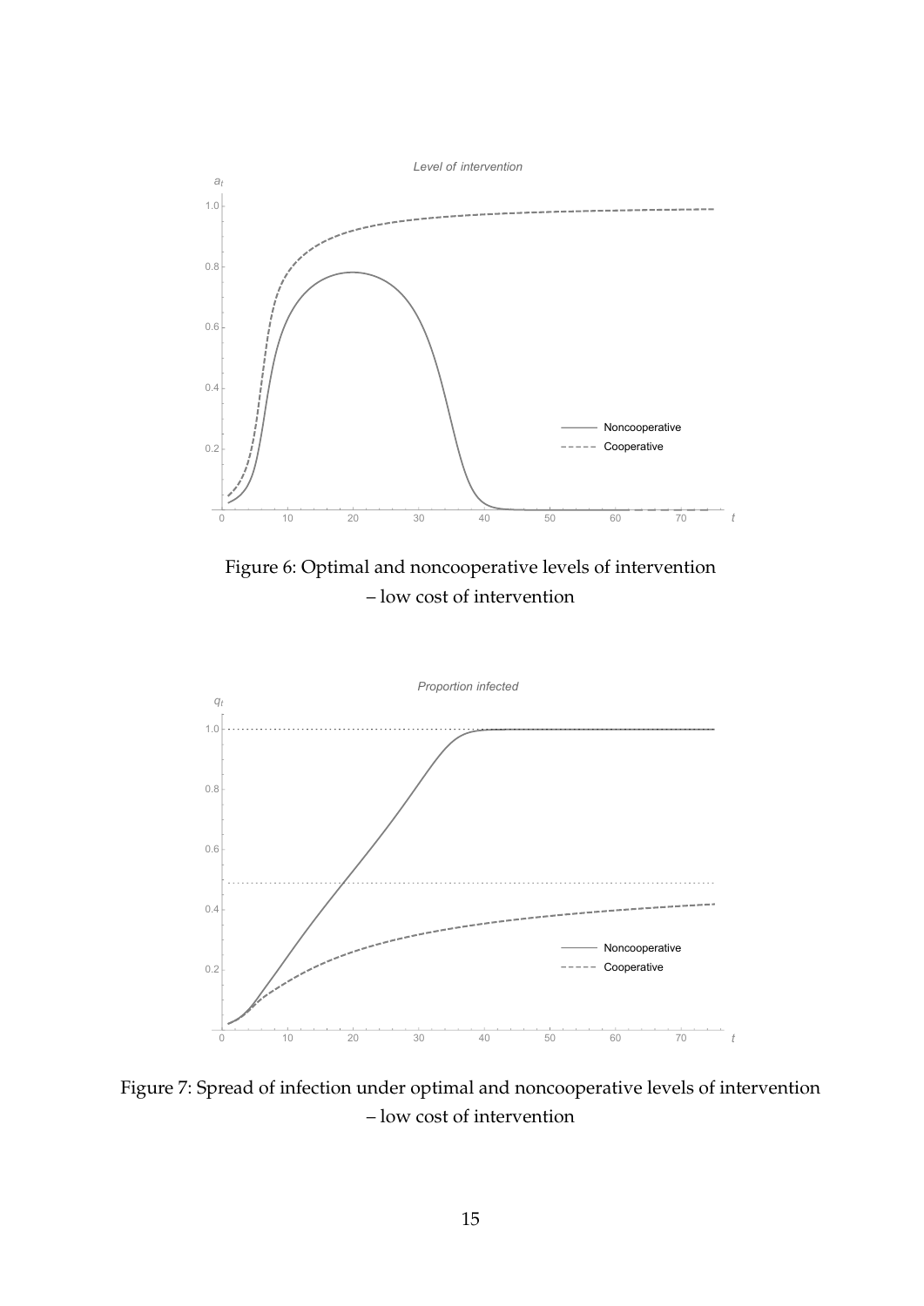Figure 6: Optimal and noncooperative levels of intervention
– low cost of intervention

Figure 7: Spread of infection under optimal and noncooperative levels of intervention
– low cost of intervention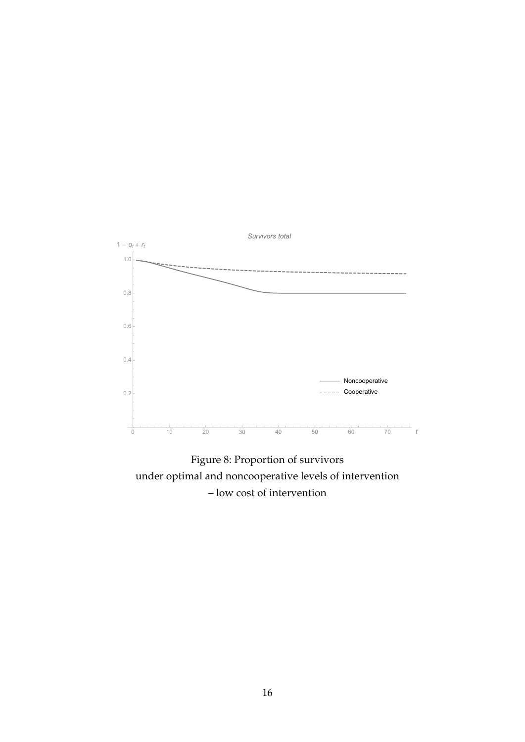Figure 8: Proportion of survivors
under optimal and noncooperative levels of intervention
– low cost of intervention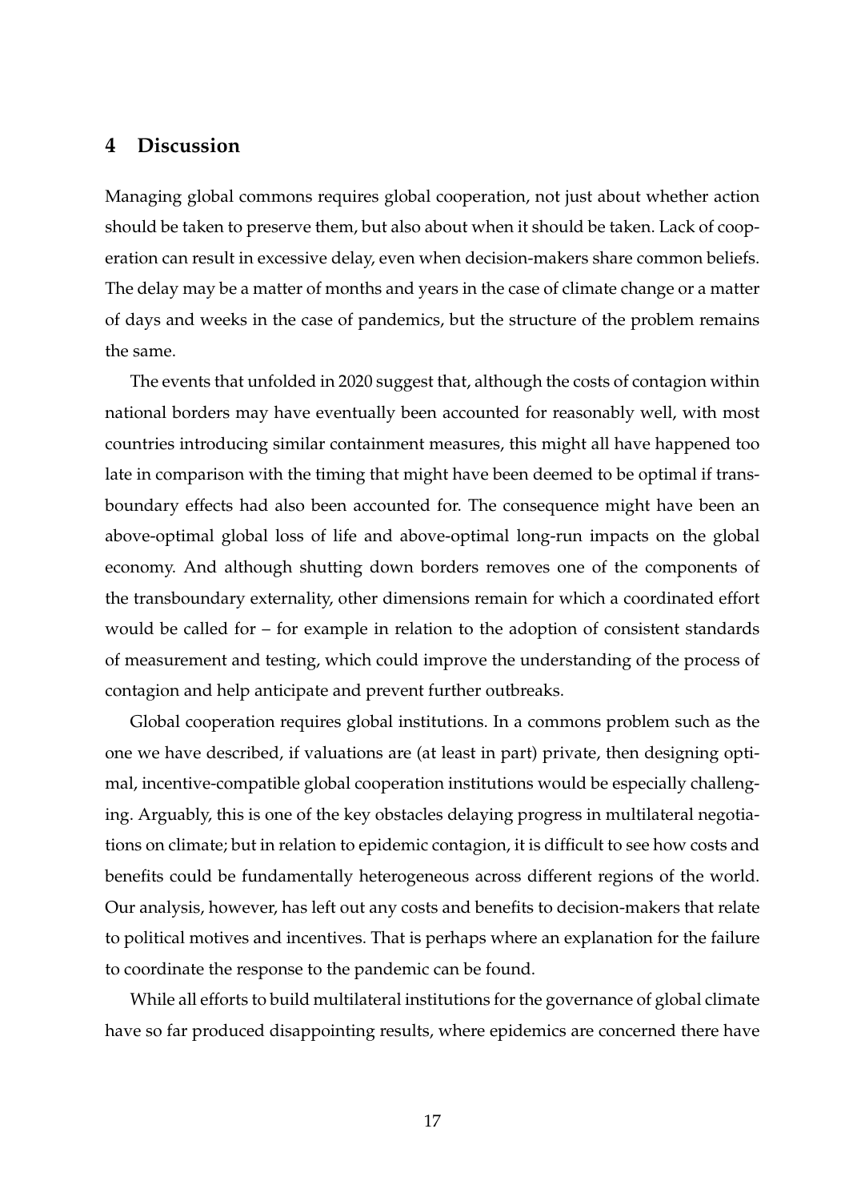## 4 Discussion

Managing global commons requires global cooperation, not just about whether action should be taken to preserve them, but also about when it should be taken. Lack of cooperation can result in excessive delay, even when decision-makers share common beliefs. The delay may be a matter of months and years in the case of climate change or a matter of days and weeks in the case of pandemics, but the structure of the problem remains the same.

The events that unfolded in 2020 suggest that, although the costs of contagion within national borders may have eventually been accounted for reasonably well, with most countries introducing similar containment measures, this might all have happened too late in comparison with the timing that might have been deemed to be optimal if transboundary effects had also been accounted for. The consequence might have been an above-optimal global loss of life and above-optimal long-run impacts on the global economy. And although shutting down borders removes one of the components of the transboundary externality, other dimensions remain for which a coordinated effort would be called for – for example in relation to the adoption of consistent standards of measurement and testing, which could improve the understanding of the process of contagion and help anticipate and prevent further outbreaks.

Global cooperation requires global institutions. In a commons problem such as the one we have described, if valuations are (at least in part) private, then designing optimal, incentive-compatible global cooperation institutions would be especially challenging. Arguably, this is one of the key obstacles delaying progress in multilateral negotiations on climate; but in relation to epidemic contagion, it is difficult to see how costs and benefits could be fundamentally heterogeneous across different regions of the world. Our analysis, however, has left out any costs and benefits to decision-makers that relate to political motives and incentives. That is perhaps where an explanation for the failure to coordinate the response to the pandemic can be found.

While all efforts to build multilateral institutions for the governance of global climate have so far produced disappointing results, where epidemics are concerned there have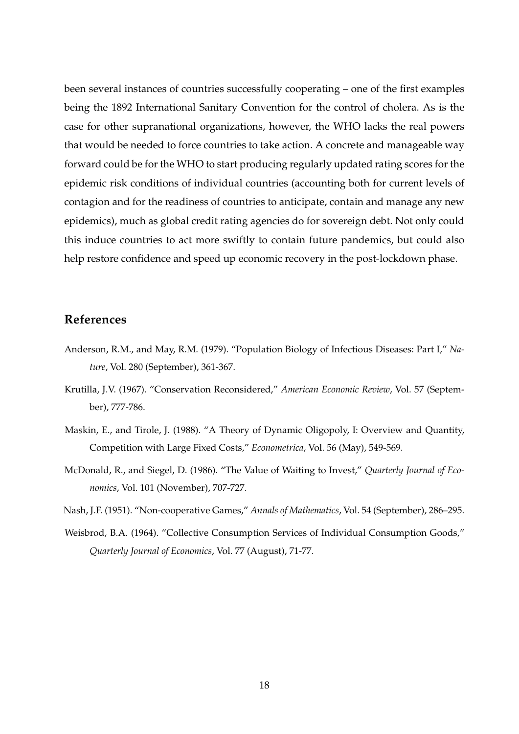been several instances of countries successfully cooperating – one of the first examples being the 1892 International Sanitary Convention for the control of cholera. As is the case for other supranational organizations, however, the WHO lacks the real powers that would be needed to force countries to take action. A concrete and manageable way forward could be for the WHO to start producing regularly updated rating scores for the epidemic risk conditions of individual countries (accounting both for current levels of contagion and for the readiness of countries to anticipate, contain and manage any new epidemics), much as global credit rating agencies do for sovereign debt. Not only could this induce countries to act more swiftly to contain future pandemics, but could also help restore confidence and speed up economic recovery in the post-lockdown phase.

## References

Anderson, R.M., and May, R.M. (1979). "Population Biology of Infectious Diseases: Part I," *Nature*, Vol. 280 (September), 361-367.

Krutilla, J.V. (1967). "Conservation Reconsidered," *American Economic Review*, Vol. 57 (September), 777-786.

Maskin, E., and Tirole, J. (1988). "A Theory of Dynamic Oligopoly, I: Overview and Quantity, Competition with Large Fixed Costs," *Econometrica*, Vol. 56 (May), 549-569.

McDonald, R., and Siegel, D. (1986). "The Value of Waiting to Invest," *Quarterly Journal of Economics*, Vol. 101 (November), 707-727.

Nash, J.F. (1951). "Non-cooperative Games," *Annals of Mathematics*, Vol. 54 (September), 286–295.

Weisbrod, B.A. (1964). "Collective Consumption Services of Individual Consumption Goods," *Quarterly Journal of Economics*, Vol. 77 (August), 71-77.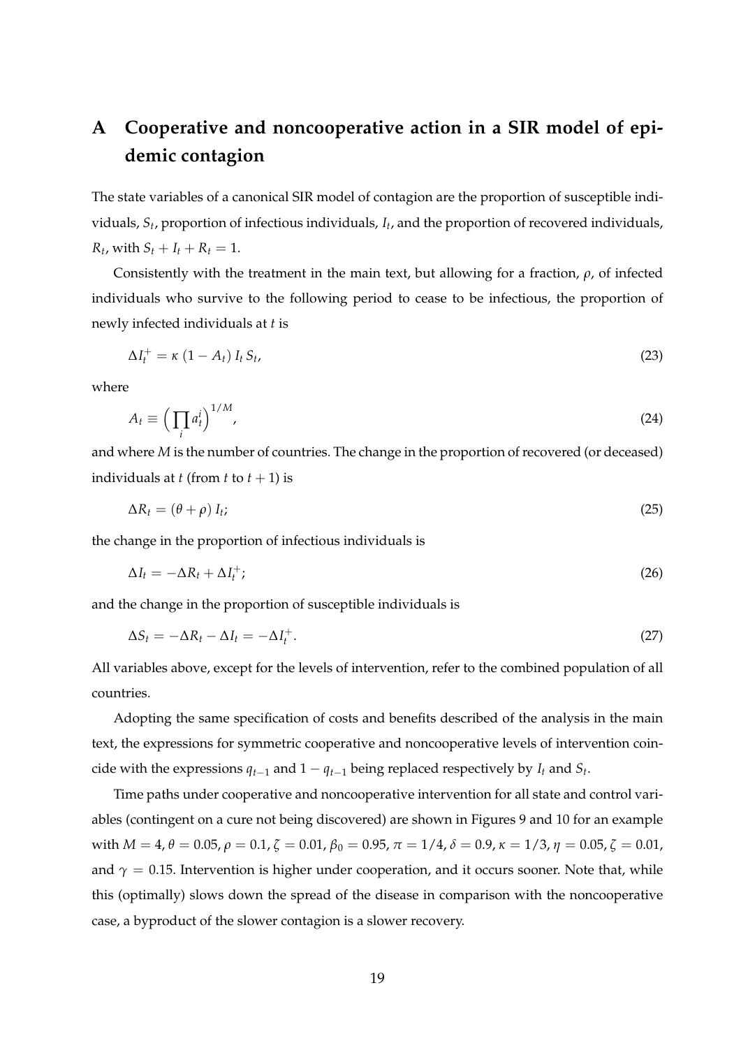# A Cooperative and noncooperative action in a SIR model of epidemic contagion

The state variables of a canonical SIR model of contagion are the proportion of susceptible individuals, $S_t$, proportion of infectious individuals, $I_t$, and the proportion of recovered individuals, $R_t$, with $S_t + I_t + R_t = 1$.

Consistently with the treatment in the main text, but allowing for a fraction, $\rho$, of infected individuals who survive to the following period to cease to be infectious, the proportion of newly infected individuals at $t$ is

$$\Delta I_t^+ = \kappa \, (1 - A_t) \, I_t \, S_t, \tag{23}$$

where

$$A_t \equiv \Big( \prod_i a_t^i \Big)^{1/M}, \tag{24}$$

and where $M$ is the number of countries. The change in the proportion of recovered (or deceased) individuals at $t$ (from $t$ to $t+1$) is

$$\Delta R_t = (\theta + \rho) \, I_t; \tag{25}$$

the change in the proportion of infectious individuals is

$$\Delta I_t = -\Delta R_t + \Delta I_t^+; \tag{26}$$

and the change in the proportion of susceptible individuals is

$$\Delta S_t = -\Delta R_t - \Delta I_t = -\Delta I_t^+. \tag{27}$$

All variables above, except for the levels of intervention, refer to the combined population of all countries.

Adopting the same specification of costs and benefits described of the analysis in the main text, the expressions for symmetric cooperative and noncooperative levels of intervention coincide with the expressions $q_{t-1}$ and $1 - q_{t-1}$ being replaced respectively by $I_t$ and $S_t$.

Time paths under cooperative and noncooperative intervention for all state and control variables (contingent on a cure not being discovered) are shown in Figures 9 and 10 for an example with $M = 4$, $\theta = 0.05$, $\rho = 0.1$, $\zeta = 0.01$, $\beta_0 = 0.95$, $\pi = 1/4$, $\delta = 0.9$, $\kappa = 1/3$, $\eta = 0.05$, $\zeta = 0.01$, and $\gamma = 0.15$. Intervention is higher under cooperation, and it occurs sooner. Note that, while this (optimally) slows down the spread of the disease in comparison with the noncooperative case, a byproduct of the slower contagion is a slower recovery.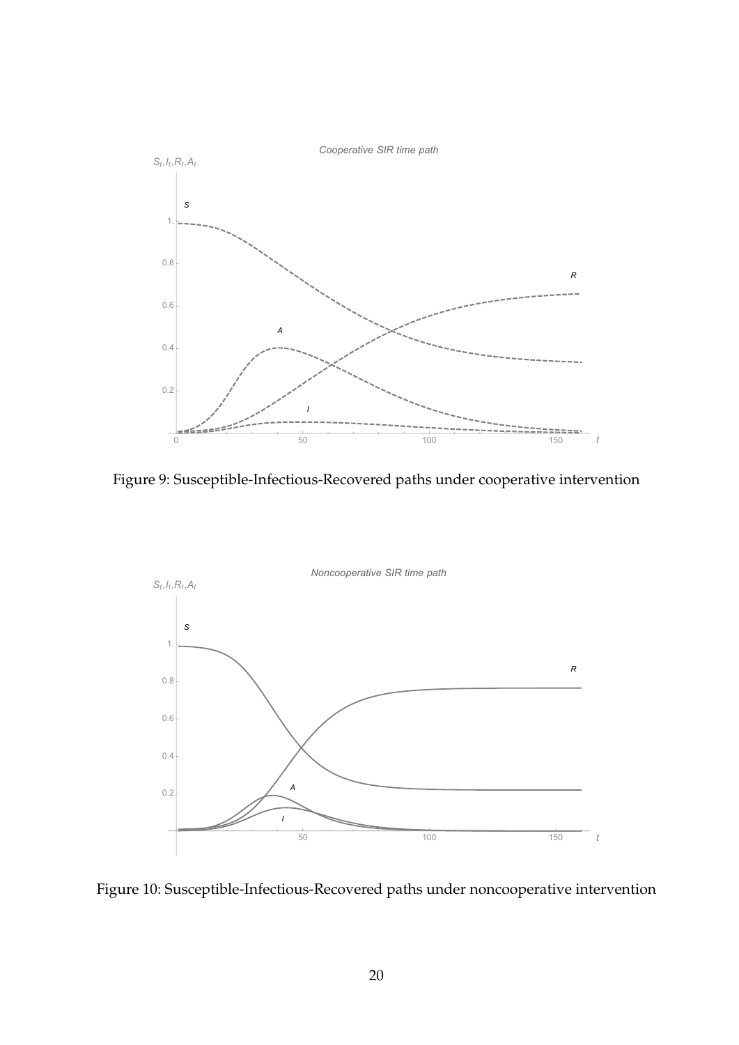Cooperative SIR time path

$S_t, I_t, R_t, A_t$

S

R

A

I

1.

0.8

0.6

0.4

0.2

0

50

100

150

$t$

Figure 9: Susceptible-Infectious-Recovered paths under cooperative intervention

Noncooperative SIR time path

$S_t, I_t, R_t, A_t$

S

R

A

I

1.

0.8

0.6

0.4

0.2

50

100

150

$t$

Figure 10: Susceptible-Infectious-Recovered paths under noncooperative intervention